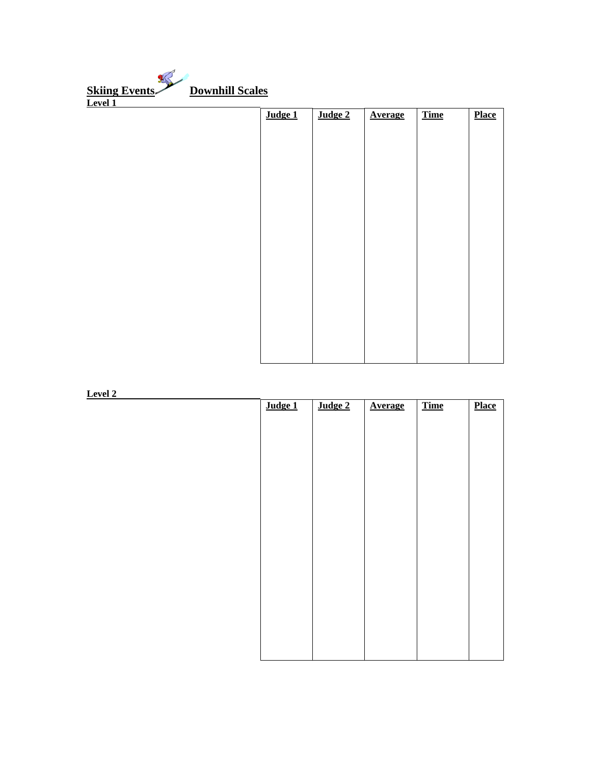**Skiing Events** **Downhill Scales**

**Level 1**

| Judge 1 | Judge 2 | Average | Time | Place |
|---|---|---|---|---|
| | | | | |

**Level 2**

| Judge 1 | Judge 2 | Average | Time | Place |
|---|---|---|---|---|
| | | | | |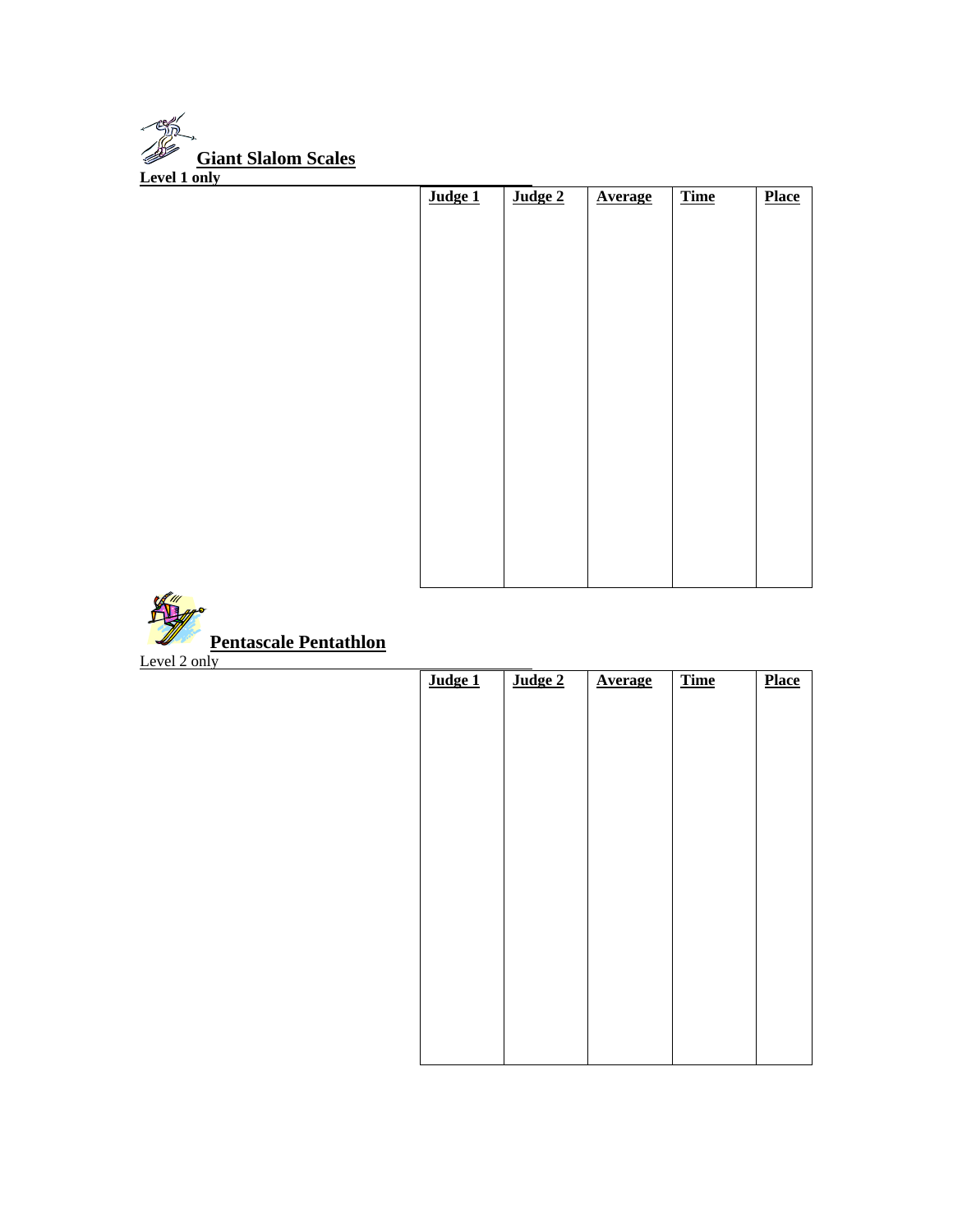## Giant Slalom Scales

**Level 1 only**

| Judge 1 | Judge 2 | Average | Time | Place |
|---|---|---|---|---|
| | | | | |

## Pentascale Pentathlon

Level 2 only

| Judge 1 | Judge 2 | Average | Time | Place |
|---|---|---|---|---|
| | | | | |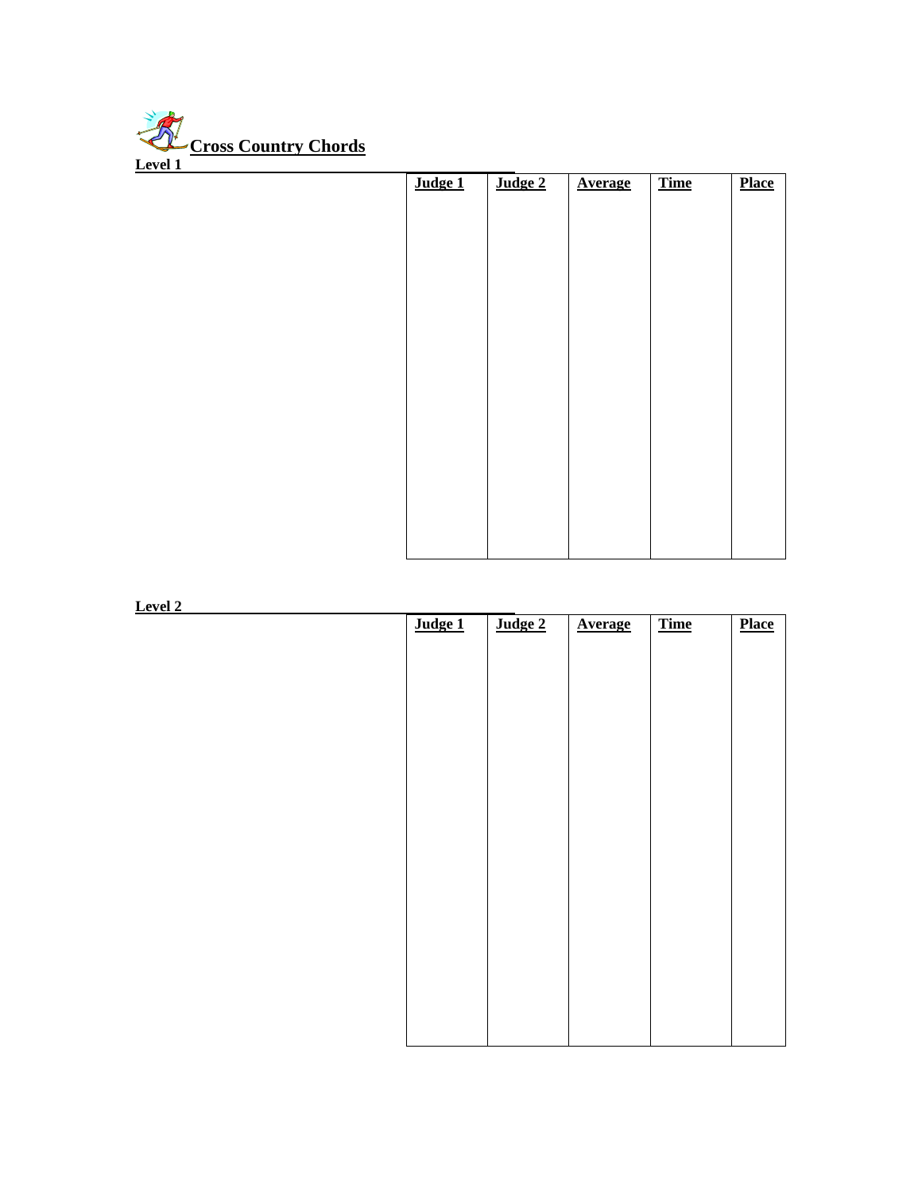# Cross Country Chords

**Level 1**

| | Judge 1 | Judge 2 | Average | Time | Place |
|---|---|---|---|---|---|
| | | | | | |

**Level 2**

| | Judge 1 | Judge 2 | Average | Time | Place |
|---|---|---|---|---|---|
| | | | | | |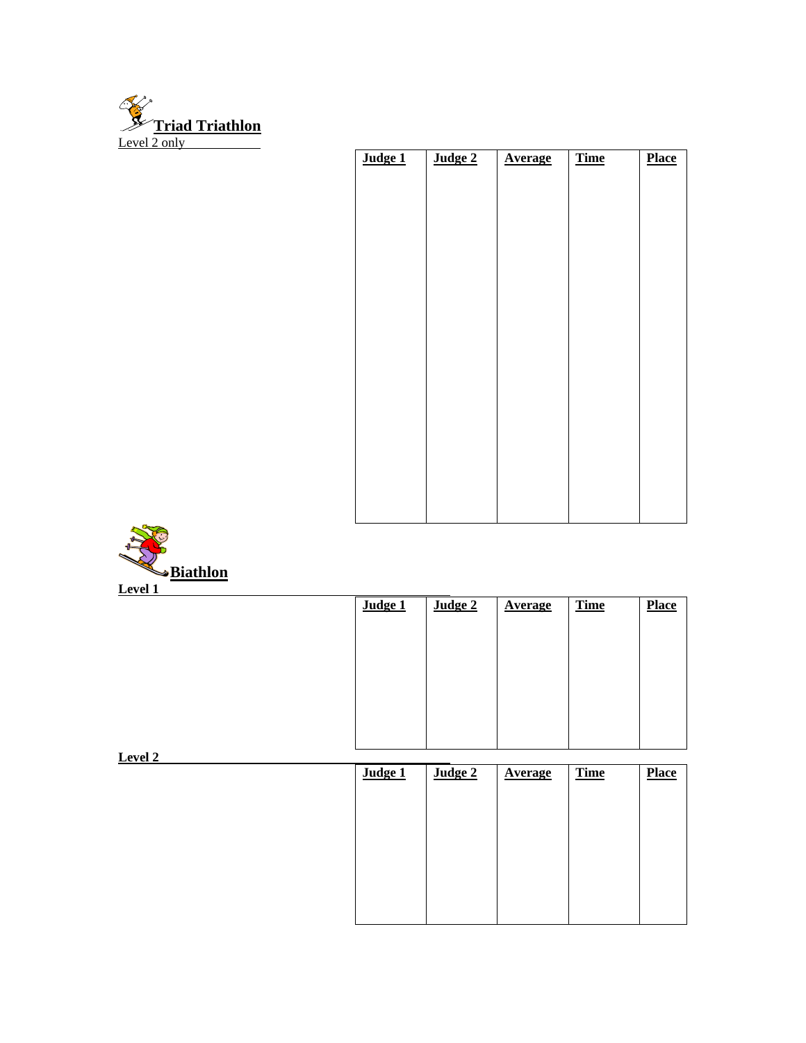## Triad Triathlon

Level 2 only

| Judge 1 | Judge 2 | Average | Time | Place |
| --- | --- | --- | --- | --- |
| | | | | |

## Biathlon

**Level 1**

| Judge 1 | Judge 2 | Average | Time | Place |
| --- | --- | --- | --- | --- |
| | | | | |

**Level 2**

| Judge 1 | Judge 2 | Average | Time | Place |
| --- | --- | --- | --- | --- |
| | | | | |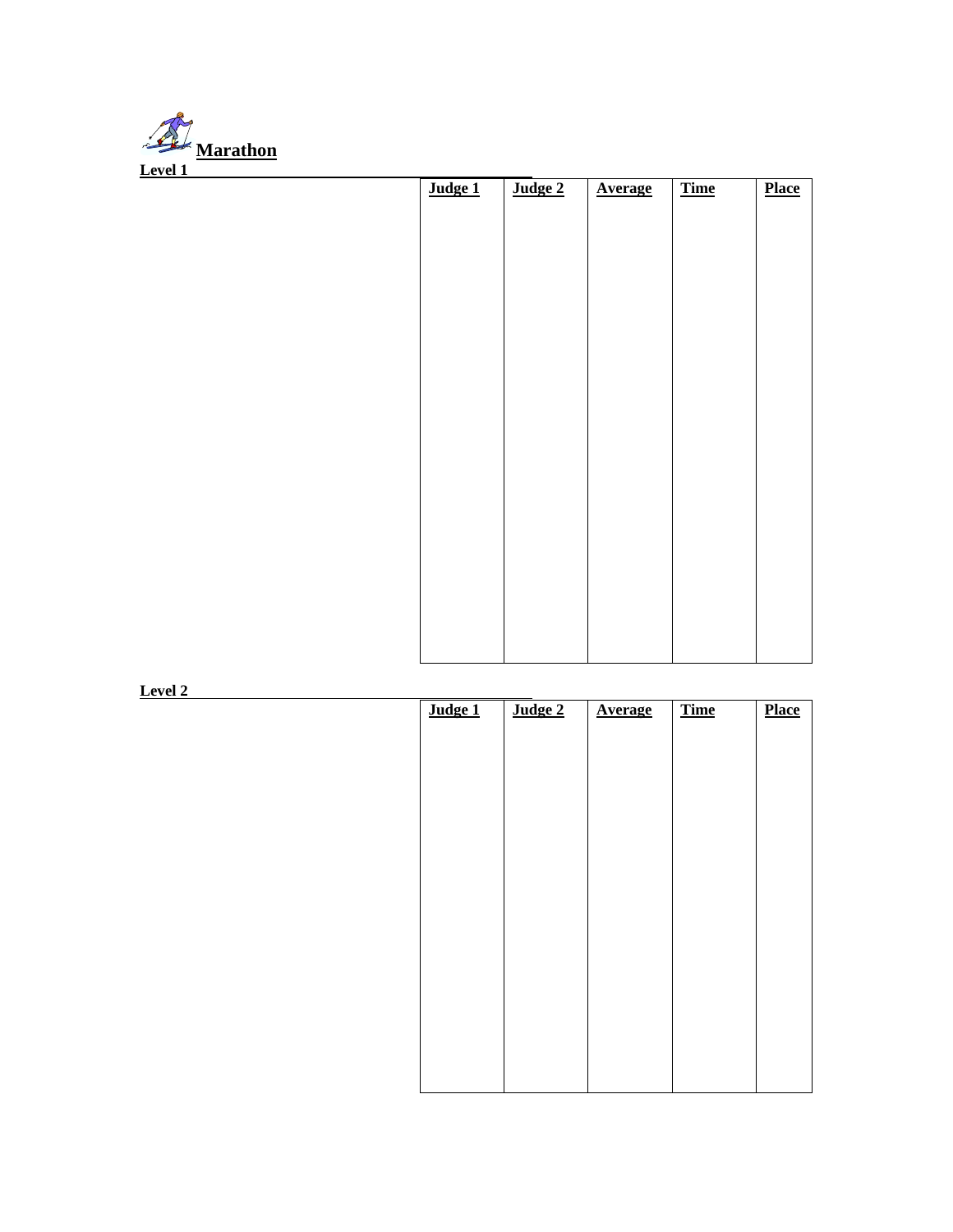## Marathon

**Level 1**

| | Judge 1 | Judge 2 | Average | Time | Place |
|---|---|---|---|---|---|
| | | | | | |

**Level 2**

| | Judge 1 | Judge 2 | Average | Time | Place |
|---|---|---|---|---|---|
| | | | | | |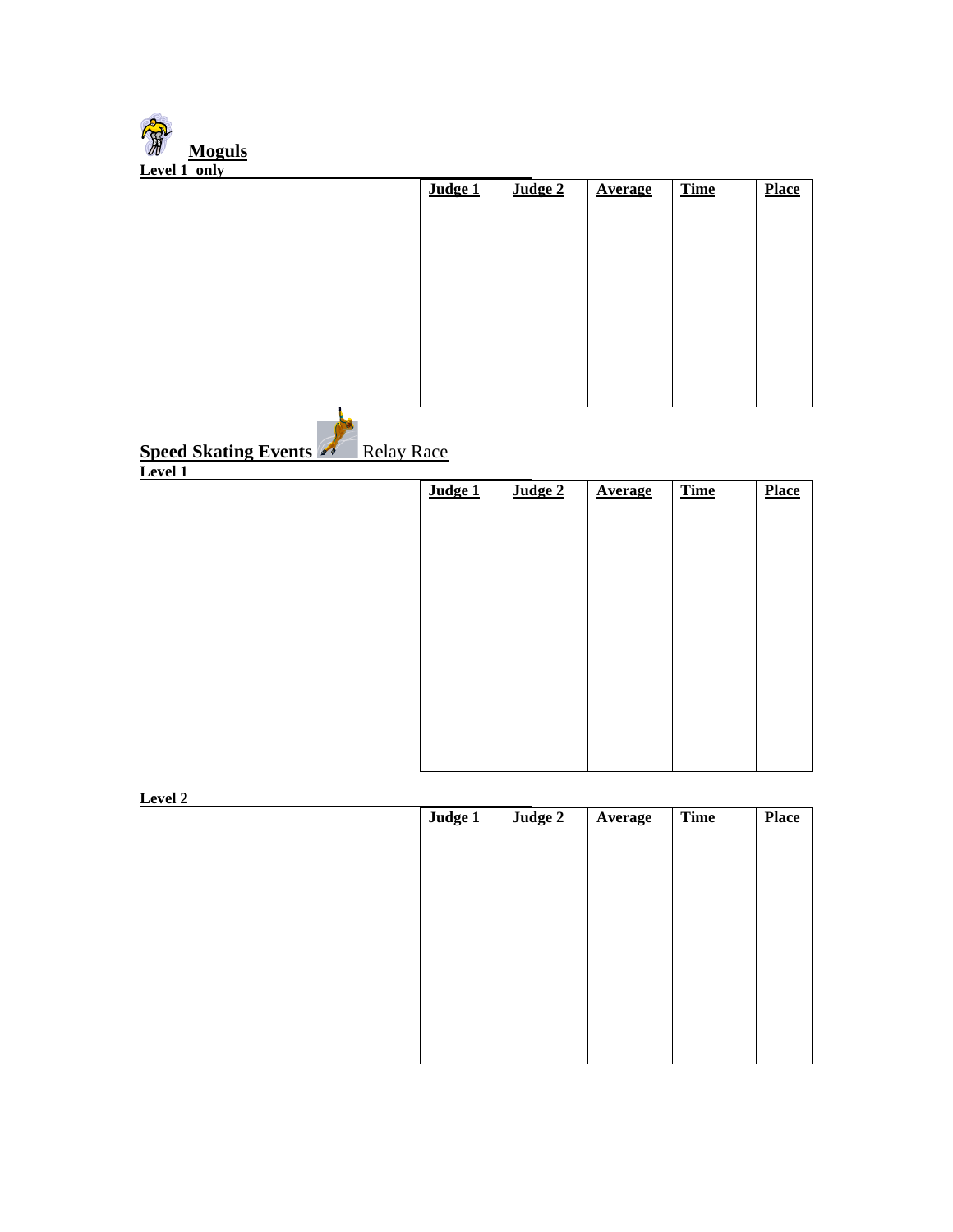## Moguls

**Level 1 only**

| **Judge 1** | **Judge 2** | **Average** | **Time** | **Place** |
| --- | --- | --- | --- | --- |
| | | | | |

## Speed Skating Events Relay Race

**Level 1**

| **Judge 1** | **Judge 2** | **Average** | **Time** | **Place** |
| --- | --- | --- | --- | --- |
| | | | | |

**Level 2**

| **Judge 1** | **Judge 2** | **Average** | **Time** | **Place** |
| --- | --- | --- | --- | --- |
| | | | | |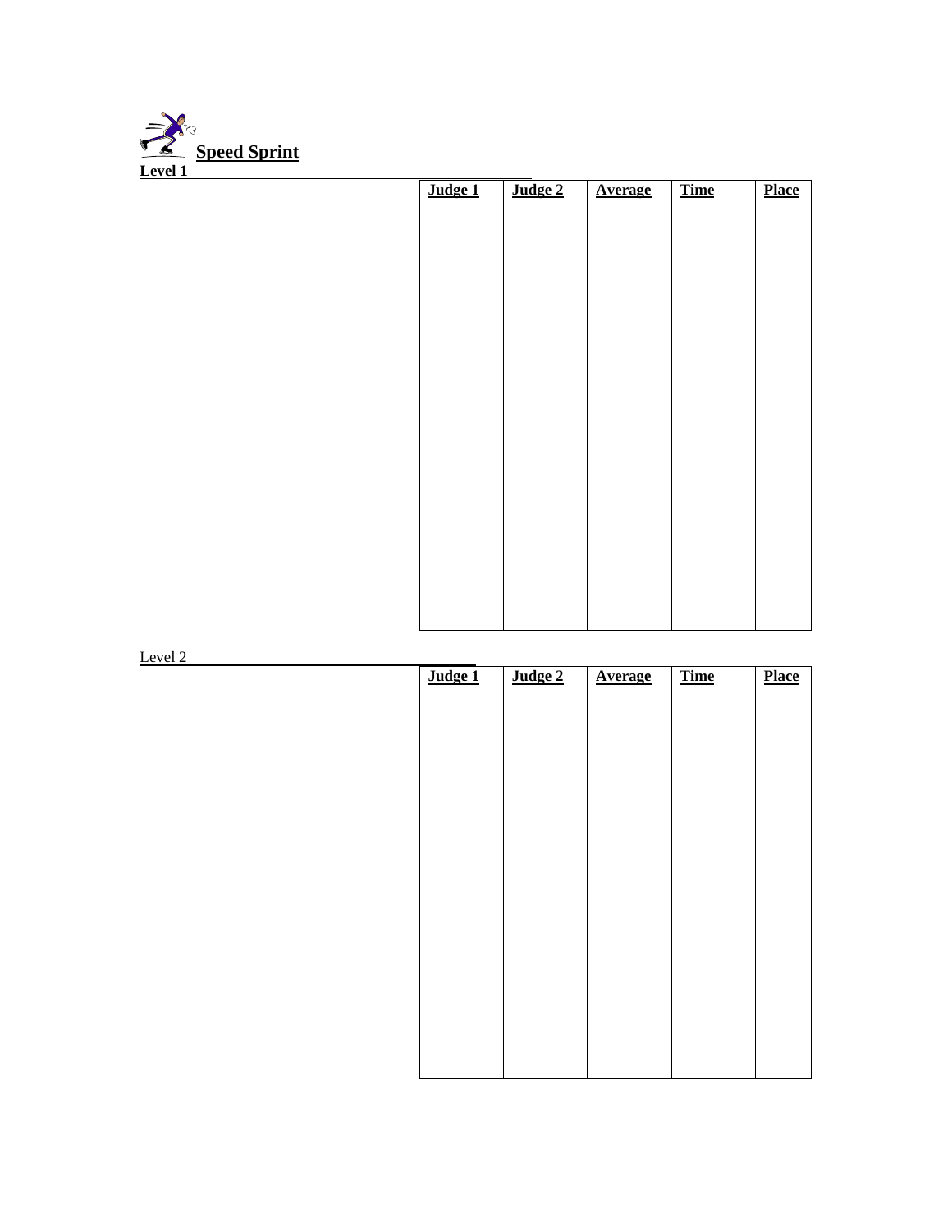## **Speed Sprint**

**Level 1**

| | Judge 1 | Judge 2 | Average | Time | Place |
|---|---|---|---|---|---|
| | | | | | |

Level 2

| | Judge 1 | Judge 2 | Average | Time | Place |
|---|---|---|---|---|---|
| | | | | | |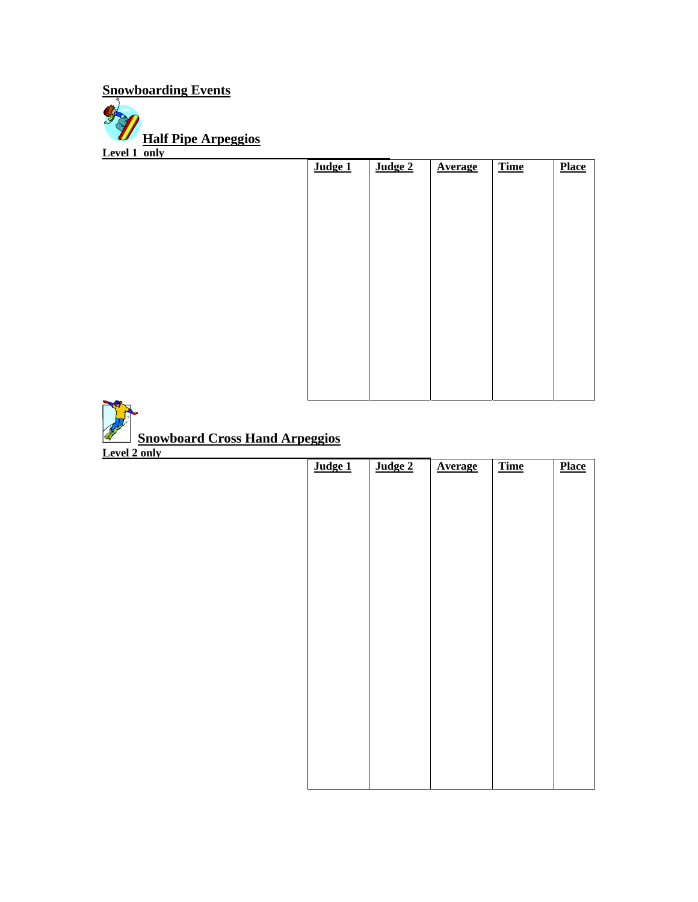## Snowboarding Events

### Half Pipe Arpeggios

**Level 1 only**

| Judge 1 | Judge 2 | Average | Time | Place |
|---|---|---|---|---|
| | | | | |

### Snowboard Cross Hand Arpeggios

**Level 2 only**

| Judge 1 | Judge 2 | Average | Time | Place |
|---|---|---|---|---|
| | | | | |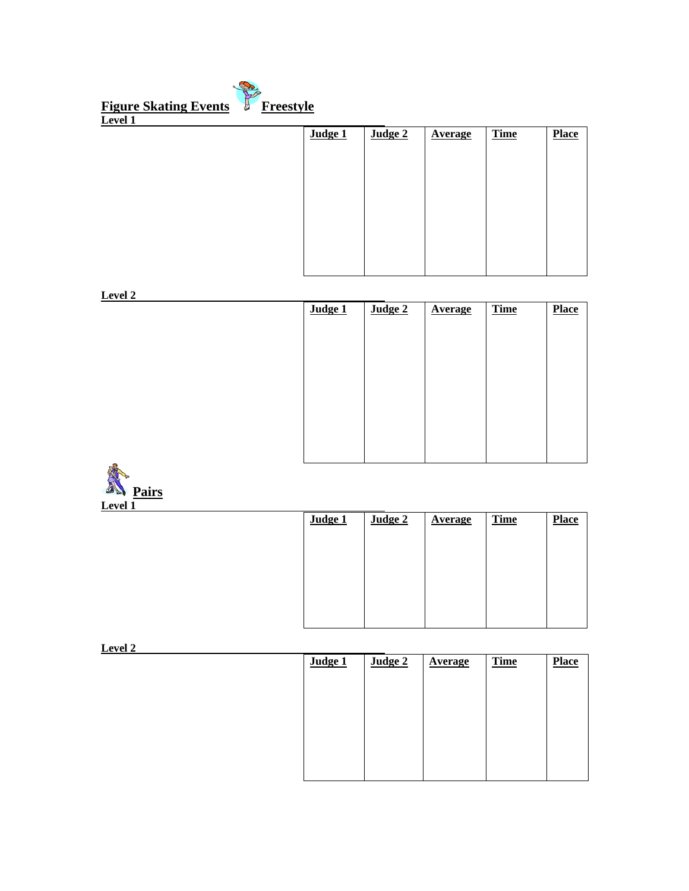## **Figure Skating Events Freestyle**

**Level 1**

| **Judge 1** | **Judge 2** | **Average** | **Time** | **Place** |
|---|---|---|---|---|
| | | | | |

**Level 2**

| **Judge 1** | **Judge 2** | **Average** | **Time** | **Place** |
|---|---|---|---|---|
| | | | | |

## **Pairs**

**Level 1**

| **Judge 1** | **Judge 2** | **Average** | **Time** | **Place** |
|---|---|---|---|---|
| | | | | |

**Level 2**

| **Judge 1** | **Judge 2** | **Average** | **Time** | **Place** |
|---|---|---|---|---|
| | | | | |